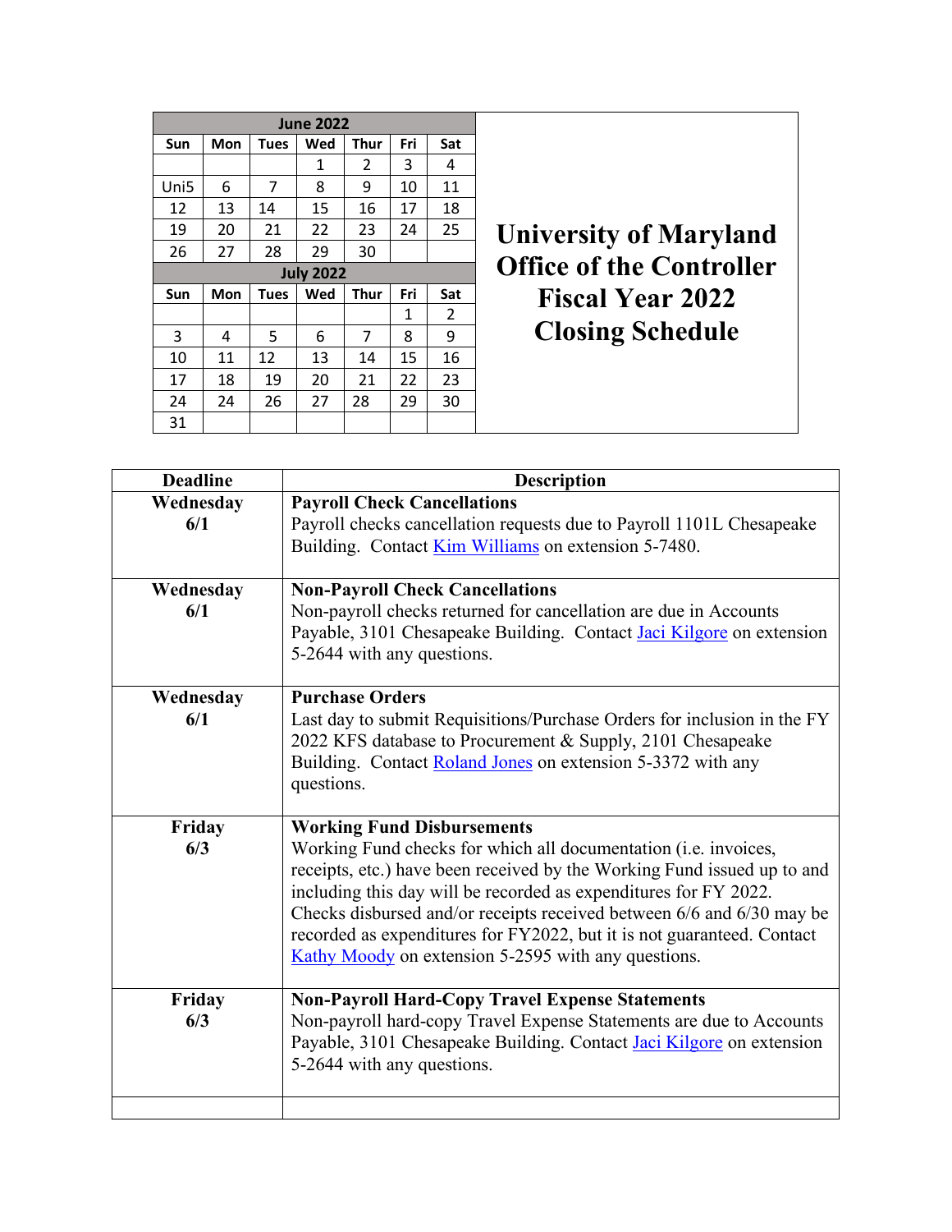| June 2022 | | | | | | |
|---|---|---|---|---|---|---|
| Sun | Mon | Tues | Wed | Thur | Fri | Sat |
| | | | 1 | 2 | 3 | 4 |
| Uni5 | 6 | 7 | 8 | 9 | 10 | 11 |
| 12 | 13 | 14 | 15 | 16 | 17 | 18 |
| 19 | 20 | 21 | 22 | 23 | 24 | 25 |
| 26 | 27 | 28 | 29 | 30 | | |

| July 2022 | | | | | | |
|---|---|---|---|---|---|---|
| Sun | Mon | Tues | Wed | Thur | Fri | Sat |
| | | | | | 1 | 2 |
| 3 | 4 | 5 | 6 | 7 | 8 | 9 |
| 10 | 11 | 12 | 13 | 14 | 15 | 16 |
| 17 | 18 | 19 | 20 | 21 | 22 | 23 |
| 24 | 24 | 26 | 27 | 28 | 29 | 30 |
| 31 | | | | | | |

# University of Maryland Office of the Controller Fiscal Year 2022 Closing Schedule

| Deadline | Description |
|---|---|
| **Wednesday 6/1** | **Payroll Check Cancellations**<br>Payroll checks cancellation requests due to Payroll 1101L Chesapeake Building. Contact Kim Williams on extension 5-7480. |
| **Wednesday 6/1** | **Non-Payroll Check Cancellations**<br>Non-payroll checks returned for cancellation are due in Accounts Payable, 3101 Chesapeake Building. Contact Jaci Kilgore on extension 5-2644 with any questions. |
| **Wednesday 6/1** | **Purchase Orders**<br>Last day to submit Requisitions/Purchase Orders for inclusion in the FY 2022 KFS database to Procurement & Supply, 2101 Chesapeake Building. Contact Roland Jones on extension 5-3372 with any questions. |
| **Friday 6/3** | **Working Fund Disbursements**<br>Working Fund checks for which all documentation (i.e. invoices, receipts, etc.) have been received by the Working Fund issued up to and including this day will be recorded as expenditures for FY 2022. Checks disbursed and/or receipts received between 6/6 and 6/30 may be recorded as expenditures for FY2022, but it is not guaranteed. Contact Kathy Moody on extension 5-2595 with any questions. |
| **Friday 6/3** | **Non-Payroll Hard-Copy Travel Expense Statements**<br>Non-payroll hard-copy Travel Expense Statements are due to Accounts Payable, 3101 Chesapeake Building. Contact Jaci Kilgore on extension 5-2644 with any questions. |
| | |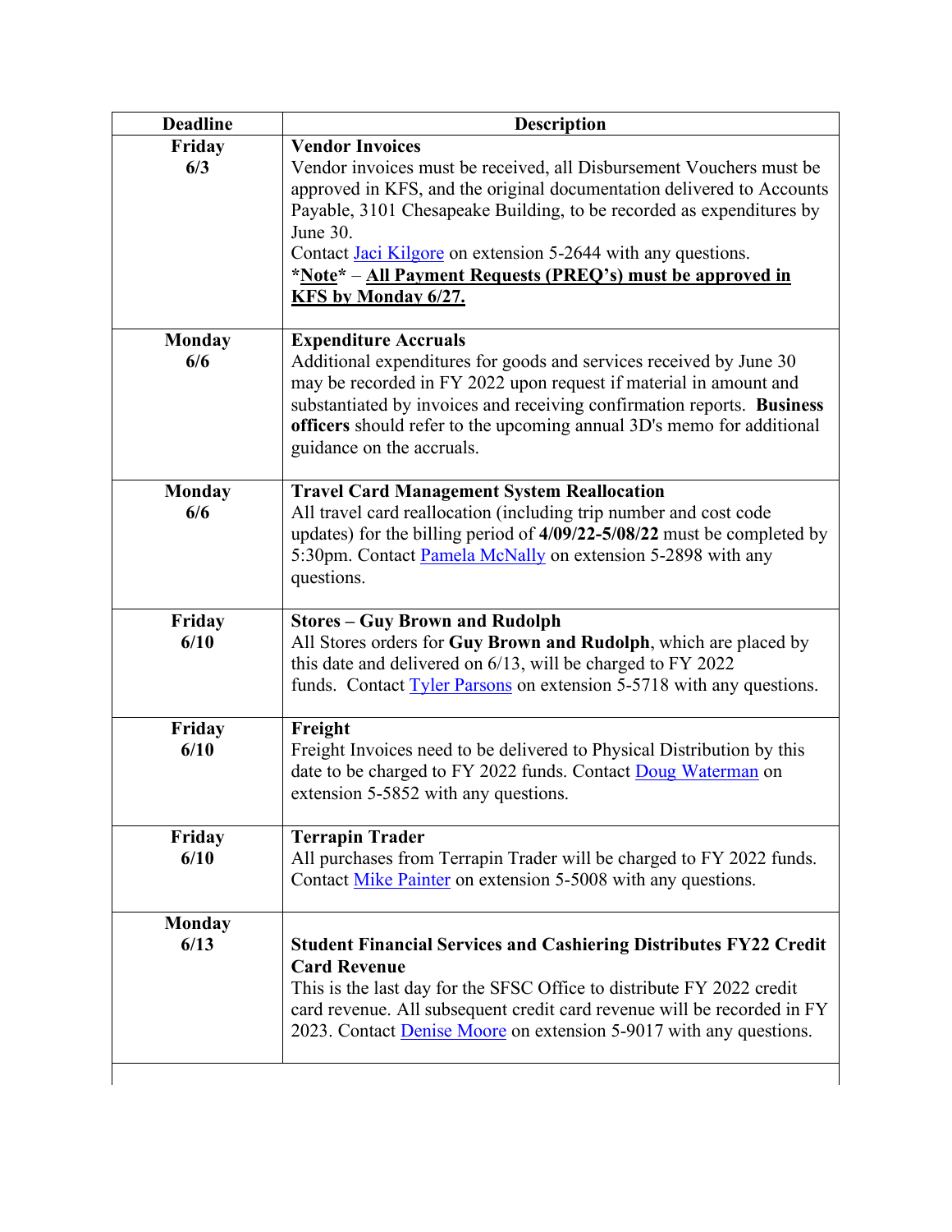| Deadline | Description |
|---|---|
| **Friday 6/3** | **Vendor Invoices**<br>Vendor invoices must be received, all Disbursement Vouchers must be approved in KFS, and the original documentation delivered to Accounts Payable, 3101 Chesapeake Building, to be recorded as expenditures by June 30.<br>Contact Jaci Kilgore on extension 5-2644 with any questions.<br>**\*Note\* – All Payment Requests (PREQ's) must be approved in KFS by Monday 6/27.** |
| **Monday 6/6** | **Expenditure Accruals**<br>Additional expenditures for goods and services received by June 30 may be recorded in FY 2022 upon request if material in amount and substantiated by invoices and receiving confirmation reports. **Business officers** should refer to the upcoming annual 3D's memo for additional guidance on the accruals. |
| **Monday 6/6** | **Travel Card Management System Reallocation**<br>All travel card reallocation (including trip number and cost code updates) for the billing period of **4/09/22-5/08/22** must be completed by 5:30pm. Contact Pamela McNally on extension 5-2898 with any questions. |
| **Friday 6/10** | **Stores – Guy Brown and Rudolph**<br>All Stores orders for **Guy Brown and Rudolph**, which are placed by this date and delivered on 6/13, will be charged to FY 2022 funds. Contact Tyler Parsons on extension 5-5718 with any questions. |
| **Friday 6/10** | **Freight**<br>Freight Invoices need to be delivered to Physical Distribution by this date to be charged to FY 2022 funds. Contact Doug Waterman on extension 5-5852 with any questions. |
| **Friday 6/10** | **Terrapin Trader**<br>All purchases from Terrapin Trader will be charged to FY 2022 funds. Contact Mike Painter on extension 5-5008 with any questions. |
| **Monday 6/13** | **Student Financial Services and Cashiering Distributes FY22 Credit Card Revenue**<br>This is the last day for the SFSC Office to distribute FY 2022 credit card revenue. All subsequent credit card revenue will be recorded in FY 2023. Contact Denise Moore on extension 5-9017 with any questions. |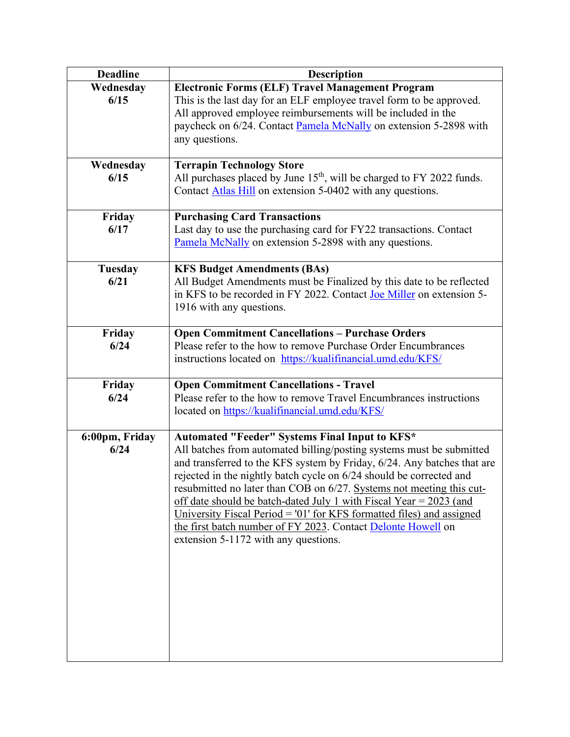| Deadline | Description |
|---|---|
| **Wednesday 6/15** | **Electronic Forms (ELF) Travel Management Program**<br>This is the last day for an ELF employee travel form to be approved. All approved employee reimbursements will be included in the paycheck on 6/24. Contact Pamela McNally on extension 5-2898 with any questions. |
| **Wednesday 6/15** | **Terrapin Technology Store**<br>All purchases placed by June 15th, will be charged to FY 2022 funds. Contact Atlas Hill on extension 5-0402 with any questions. |
| **Friday 6/17** | **Purchasing Card Transactions**<br>Last day to use the purchasing card for FY22 transactions. Contact Pamela McNally on extension 5-2898 with any questions. |
| **Tuesday 6/21** | **KFS Budget Amendments (BAs)**<br>All Budget Amendments must be Finalized by this date to be reflected in KFS to be recorded in FY 2022. Contact Joe Miller on extension 5-1916 with any questions. |
| **Friday 6/24** | **Open Commitment Cancellations – Purchase Orders**<br>Please refer to the how to remove Purchase Order Encumbrances instructions located on https://kualifinancial.umd.edu/KFS/ |
| **Friday 6/24** | **Open Commitment Cancellations - Travel**<br>Please refer to the how to remove Travel Encumbrances instructions located on https://kualifinancial.umd.edu/KFS/ |
| **6:00pm, Friday 6/24** | **Automated "Feeder" Systems Final Input to KFS***<br>All batches from automated billing/posting systems must be submitted and transferred to the KFS system by Friday, 6/24. Any batches that are rejected in the nightly batch cycle on 6/24 should be corrected and resubmitted no later than COB on 6/27. Systems not meeting this cut-off date should be batch-dated July 1 with Fiscal Year = 2023 (and University Fiscal Period = '01' for KFS formatted files) and assigned the first batch number of FY 2023. Contact Delonte Howell on extension 5-1172 with any questions. |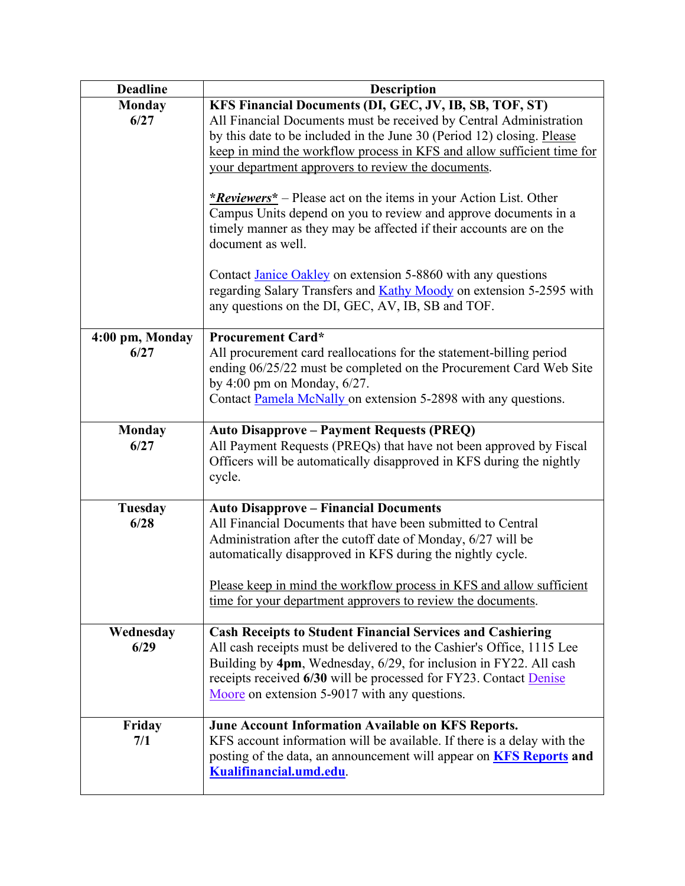| Deadline | Description |
| --- | --- |
| **Monday 6/27** | **KFS Financial Documents (DI, GEC, JV, IB, SB, TOF, ST)**<br>All Financial Documents must be received by Central Administration by this date to be included in the June 30 (Period 12) closing. Please keep in mind the workflow process in KFS and allow sufficient time for your department approvers to review the documents.<br><br>***Reviewers*** – Please act on the items in your Action List. Other Campus Units depend on you to review and approve documents in a timely manner as they may be affected if their accounts are on the document as well.<br><br>Contact Janice Oakley on extension 5-8860 with any questions regarding Salary Transfers and Kathy Moody on extension 5-2595 with any questions on the DI, GEC, AV, IB, SB and TOF. |
| **4:00 pm, Monday 6/27** | **Procurement Card***<br>All procurement card reallocations for the statement-billing period ending 06/25/22 must be completed on the Procurement Card Web Site by 4:00 pm on Monday, 6/27.<br>Contact Pamela McNally on extension 5-2898 with any questions. |
| **Monday 6/27** | **Auto Disapprove – Payment Requests (PREQ)**<br>All Payment Requests (PREQs) that have not been approved by Fiscal Officers will be automatically disapproved in KFS during the nightly cycle. |
| **Tuesday 6/28** | **Auto Disapprove – Financial Documents**<br>All Financial Documents that have been submitted to Central Administration after the cutoff date of Monday, 6/27 will be automatically disapproved in KFS during the nightly cycle.<br><br>Please keep in mind the workflow process in KFS and allow sufficient time for your department approvers to review the documents. |
| **Wednesday 6/29** | **Cash Receipts to Student Financial Services and Cashiering**<br>All cash receipts must be delivered to the Cashier's Office, 1115 Lee Building by **4pm**, Wednesday, 6/29, for inclusion in FY22. All cash receipts received **6/30** will be processed for FY23. Contact Denise Moore on extension 5-9017 with any questions. |
| **Friday 7/1** | **June Account Information Available on KFS Reports.**<br>KFS account information will be available. If there is a delay with the posting of the data, an announcement will appear on **KFS Reports** and **Kualifinancial.umd.edu**. |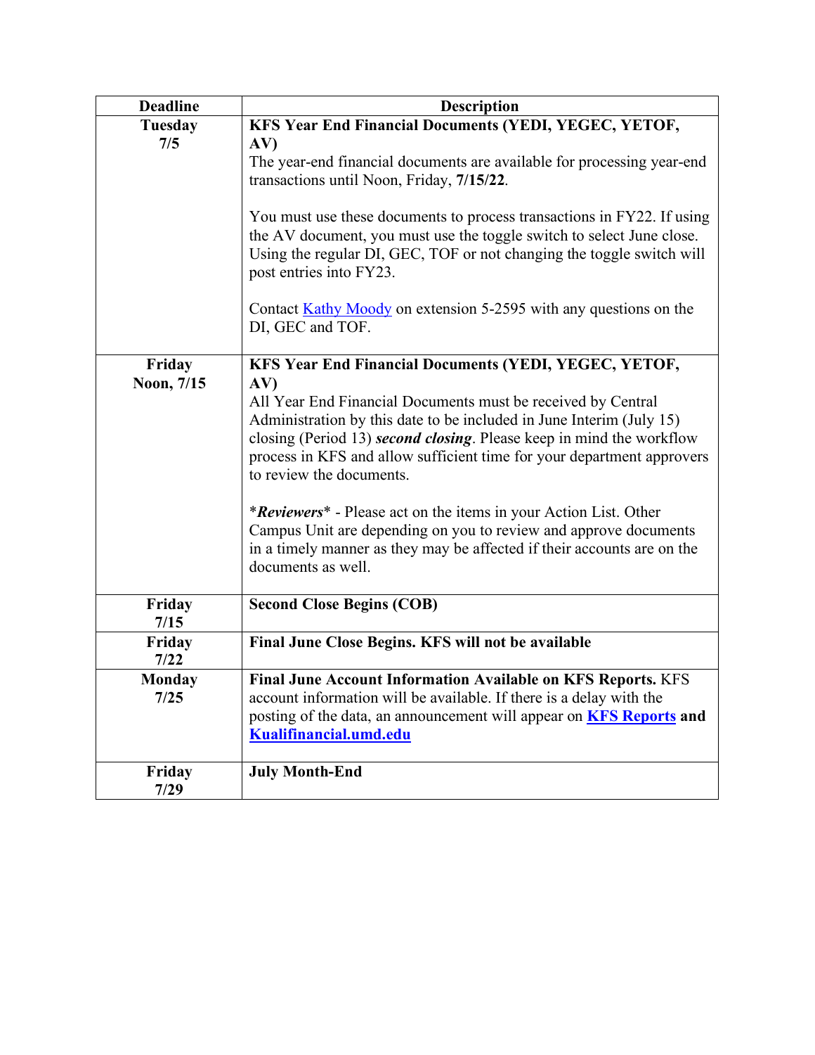| Deadline | Description |
| --- | --- |
| **Tuesday 7/5** | **KFS Year End Financial Documents (YEDI, YEGEC, YETOF, AV)**<br>The year-end financial documents are available for processing year-end transactions until Noon, Friday, **7/15/22**.<br><br>You must use these documents to process transactions in FY22. If using the AV document, you must use the toggle switch to select June close. Using the regular DI, GEC, TOF or not changing the toggle switch will post entries into FY23.<br><br>Contact Kathy Moody on extension 5-2595 with any questions on the DI, GEC and TOF. |
| **Friday Noon, 7/15** | **KFS Year End Financial Documents (YEDI, YEGEC, YETOF, AV)**<br>All Year End Financial Documents must be received by Central Administration by this date to be included in June Interim (July 15) closing (Period 13) ***second closing***. Please keep in mind the workflow process in KFS and allow sufficient time for your department approvers to review the documents.<br><br>****Reviewers**** - Please act on the items in your Action List. Other Campus Unit are depending on you to review and approve documents in a timely manner as they may be affected if their accounts are on the documents as well. |
| **Friday 7/15** | **Second Close Begins (COB)** |
| **Friday 7/22** | **Final June Close Begins. KFS will not be available** |
| **Monday 7/25** | **Final June Account Information Available on KFS Reports.** KFS account information will be available. If there is a delay with the posting of the data, an announcement will appear on **KFS Reports and Kualifinancial.umd.edu** |
| **Friday 7/29** | **July Month-End** |